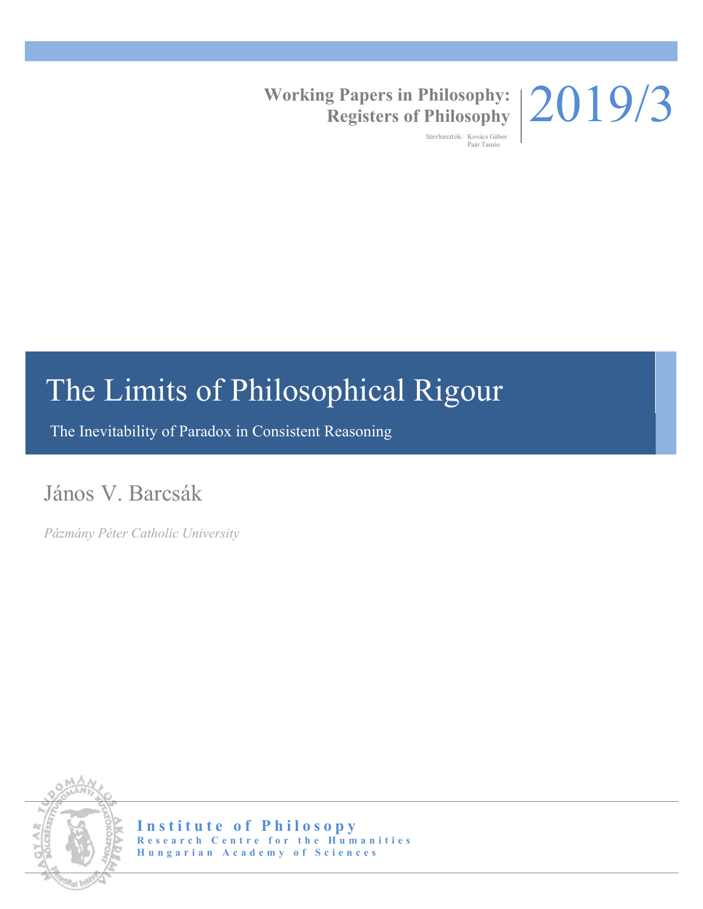**Working Papers in Philosophy:**
**Registers of Philosophy**

Szerkesztők: Kovács Gábor
Paár Tamás

2019/3

# The Limits of Philosophical Rigour

The Inevitability of Paradox in Consistent Reasoning

János V. Barcsák

*Pázmány Péter Catholic University*

**Institute of Philosopy**
**Research Centre for the Humanities**
**Hungarian Academy of Sciences**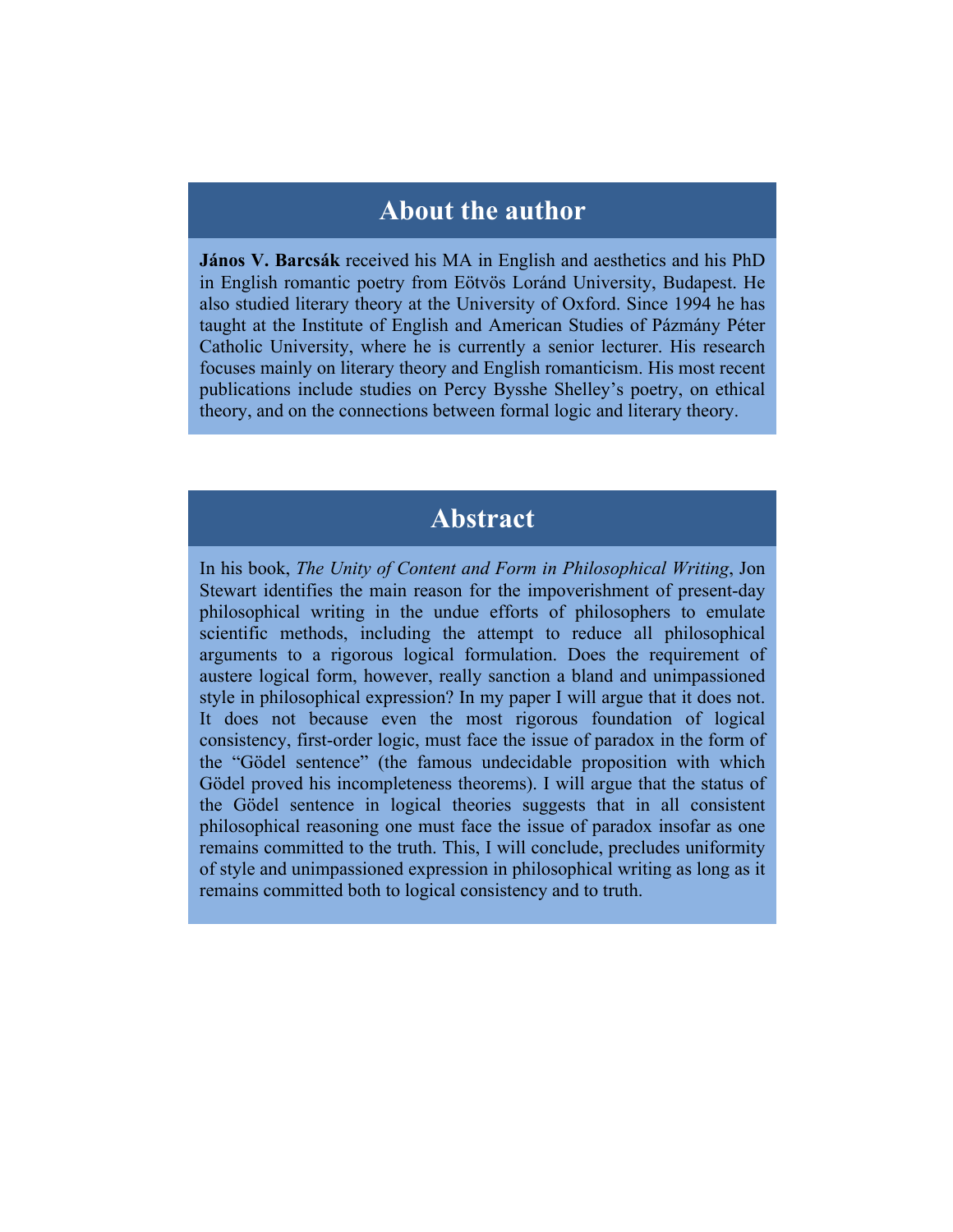## About the author

**János V. Barcsák** received his MA in English and aesthetics and his PhD in English romantic poetry from Eötvös Loránd University, Budapest. He also studied literary theory at the University of Oxford. Since 1994 he has taught at the Institute of English and American Studies of Pázmány Péter Catholic University, where he is currently a senior lecturer. His research focuses mainly on literary theory and English romanticism. His most recent publications include studies on Percy Bysshe Shelley's poetry, on ethical theory, and on the connections between formal logic and literary theory.

## Abstract

In his book, *The Unity of Content and Form in Philosophical Writing*, Jon Stewart identifies the main reason for the impoverishment of present-day philosophical writing in the undue efforts of philosophers to emulate scientific methods, including the attempt to reduce all philosophical arguments to a rigorous logical formulation. Does the requirement of austere logical form, however, really sanction a bland and unimpassioned style in philosophical expression? In my paper I will argue that it does not. It does not because even the most rigorous foundation of logical consistency, first-order logic, must face the issue of paradox in the form of the "Gödel sentence" (the famous undecidable proposition with which Gödel proved his incompleteness theorems). I will argue that the status of the Gödel sentence in logical theories suggests that in all consistent philosophical reasoning one must face the issue of paradox insofar as one remains committed to the truth. This, I will conclude, precludes uniformity of style and unimpassioned expression in philosophical writing as long as it remains committed both to logical consistency and to truth.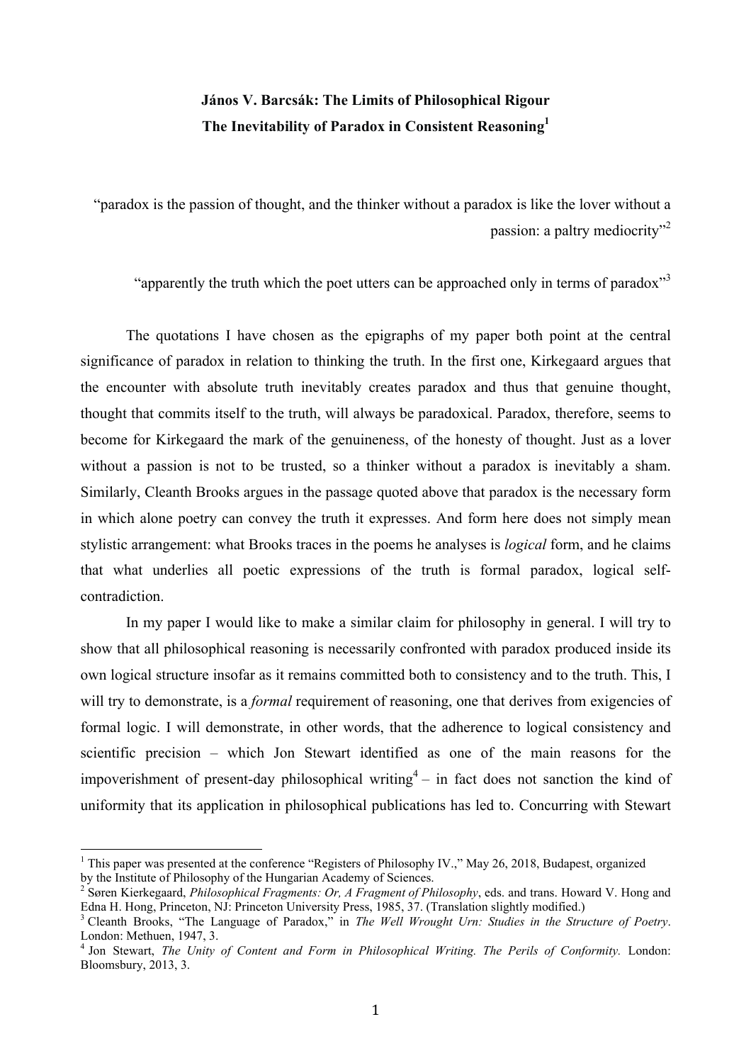**János V. Barcsák: The Limits of Philosophical Rigour**
**The Inevitability of Paradox in Consistent Reasoning**[1]

"paradox is the passion of thought, and the thinker without a paradox is like the lover without a passion: a paltry mediocrity"[2]

"apparently the truth which the poet utters can be approached only in terms of paradox"[3]

The quotations I have chosen as the epigraphs of my paper both point at the central significance of paradox in relation to thinking the truth. In the first one, Kirkegaard argues that the encounter with absolute truth inevitably creates paradox and thus that genuine thought, thought that commits itself to the truth, will always be paradoxical. Paradox, therefore, seems to become for Kirkegaard the mark of the genuineness, of the honesty of thought. Just as a lover without a passion is not to be trusted, so a thinker without a paradox is inevitably a sham. Similarly, Cleanth Brooks argues in the passage quoted above that paradox is the necessary form in which alone poetry can convey the truth it expresses. And form here does not simply mean stylistic arrangement: what Brooks traces in the poems he analyses is *logical* form, and he claims that what underlies all poetic expressions of the truth is formal paradox, logical self-contradiction.

In my paper I would like to make a similar claim for philosophy in general. I will try to show that all philosophical reasoning is necessarily confronted with paradox produced inside its own logical structure insofar as it remains committed both to consistency and to the truth. This, I will try to demonstrate, is a *formal* requirement of reasoning, one that derives from exigencies of formal logic. I will demonstrate, in other words, that the adherence to logical consistency and scientific precision – which Jon Stewart identified as one of the main reasons for the impoverishment of present-day philosophical writing[4] – in fact does not sanction the kind of uniformity that its application in philosophical publications has led to. Concurring with Stewart

---

[1] This paper was presented at the conference "Registers of Philosophy IV.," May 26, 2018, Budapest, organized by the Institute of Philosophy of the Hungarian Academy of Sciences.

[2] Søren Kierkegaard, *Philosophical Fragments: Or, A Fragment of Philosophy*, eds. and trans. Howard V. Hong and Edna H. Hong, Princeton, NJ: Princeton University Press, 1985, 37. (Translation slightly modified.)

[3] Cleanth Brooks, "The Language of Paradox," in *The Well Wrought Urn: Studies in the Structure of Poetry*. London: Methuen, 1947, 3.

[4] Jon Stewart, *The Unity of Content and Form in Philosophical Writing. The Perils of Conformity.* London: Bloomsbury, 2013, 3.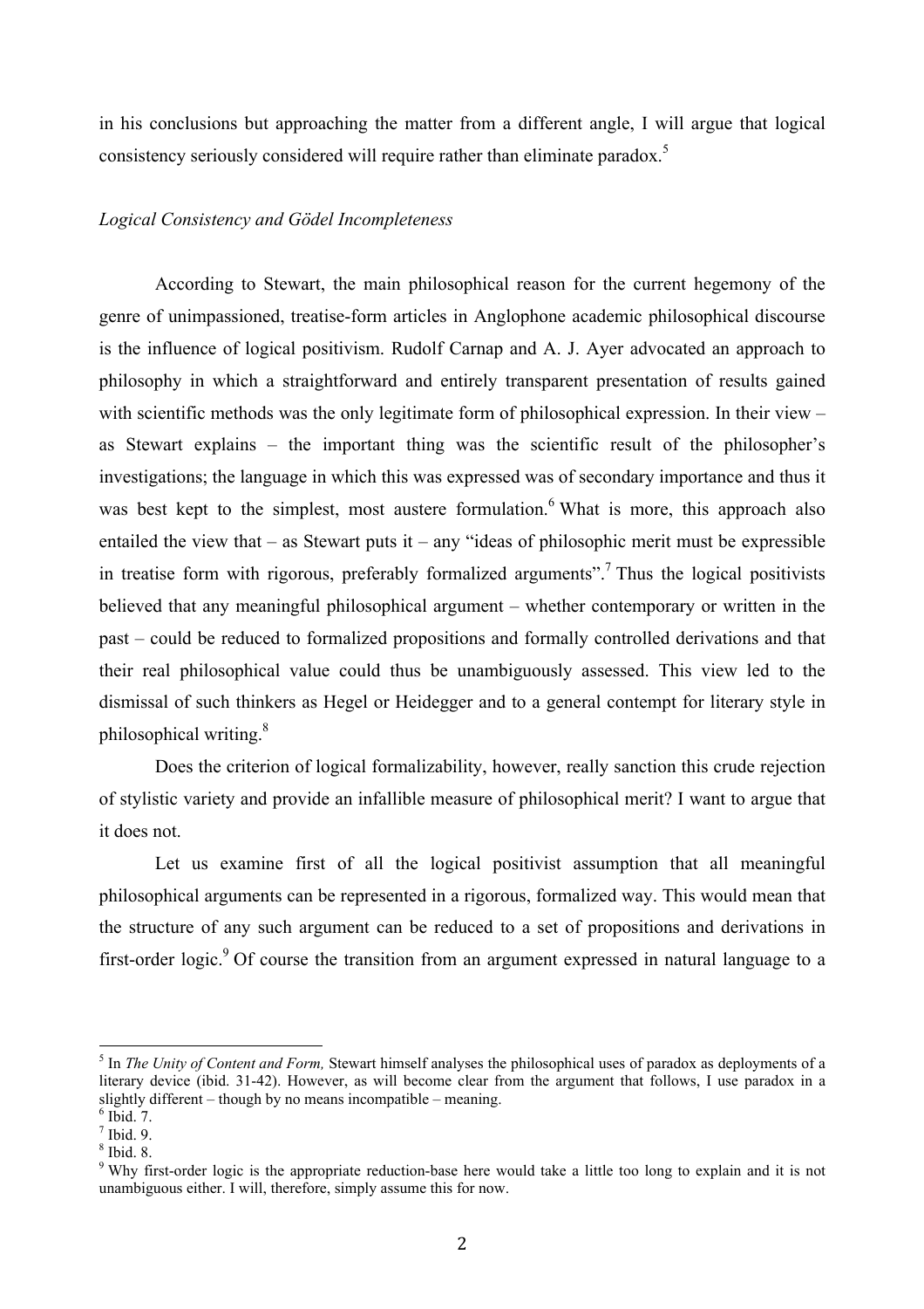in his conclusions but approaching the matter from a different angle, I will argue that logical consistency seriously considered will require rather than eliminate paradox.[5]

*Logical Consistency and Gödel Incompleteness*

According to Stewart, the main philosophical reason for the current hegemony of the genre of unimpassioned, treatise-form articles in Anglophone academic philosophical discourse is the influence of logical positivism. Rudolf Carnap and A. J. Ayer advocated an approach to philosophy in which a straightforward and entirely transparent presentation of results gained with scientific methods was the only legitimate form of philosophical expression. In their view – as Stewart explains – the important thing was the scientific result of the philosopher's investigations; the language in which this was expressed was of secondary importance and thus it was best kept to the simplest, most austere formulation.[6] What is more, this approach also entailed the view that – as Stewart puts it – any "ideas of philosophic merit must be expressible in treatise form with rigorous, preferably formalized arguments".[7] Thus the logical positivists believed that any meaningful philosophical argument – whether contemporary or written in the past – could be reduced to formalized propositions and formally controlled derivations and that their real philosophical value could thus be unambiguously assessed. This view led to the dismissal of such thinkers as Hegel or Heidegger and to a general contempt for literary style in philosophical writing.[8]

Does the criterion of logical formalizability, however, really sanction this crude rejection of stylistic variety and provide an infallible measure of philosophical merit? I want to argue that it does not.

Let us examine first of all the logical positivist assumption that all meaningful philosophical arguments can be represented in a rigorous, formalized way. This would mean that the structure of any such argument can be reduced to a set of propositions and derivations in first-order logic.[9] Of course the transition from an argument expressed in natural language to a

---

[5] In *The Unity of Content and Form,* Stewart himself analyses the philosophical uses of paradox as deployments of a literary device (ibid. 31-42). However, as will become clear from the argument that follows, I use paradox in a slightly different – though by no means incompatible – meaning.

[6] Ibid. 7.

[7] Ibid. 9.

[8] Ibid. 8.

[9] Why first-order logic is the appropriate reduction-base here would take a little too long to explain and it is not unambiguous either. I will, therefore, simply assume this for now.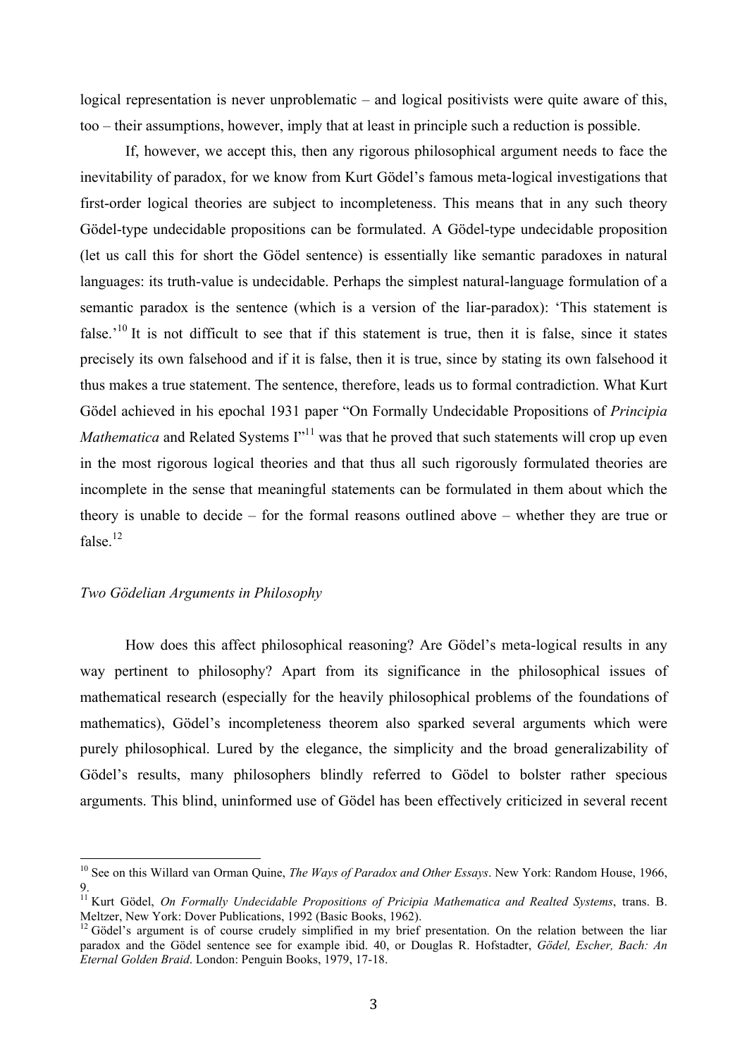logical representation is never unproblematic – and logical positivists were quite aware of this, too – their assumptions, however, imply that at least in principle such a reduction is possible.

If, however, we accept this, then any rigorous philosophical argument needs to face the inevitability of paradox, for we know from Kurt Gödel's famous meta-logical investigations that first-order logical theories are subject to incompleteness. This means that in any such theory Gödel-type undecidable propositions can be formulated. A Gödel-type undecidable proposition (let us call this for short the Gödel sentence) is essentially like semantic paradoxes in natural languages: its truth-value is undecidable. Perhaps the simplest natural-language formulation of a semantic paradox is the sentence (which is a version of the liar-paradox): 'This statement is false.'[10] It is not difficult to see that if this statement is true, then it is false, since it states precisely its own falsehood and if it is false, then it is true, since by stating its own falsehood it thus makes a true statement. The sentence, therefore, leads us to formal contradiction. What Kurt Gödel achieved in his epochal 1931 paper "On Formally Undecidable Propositions of *Principia Mathematica* and Related Systems I"[11] was that he proved that such statements will crop up even in the most rigorous logical theories and that thus all such rigorously formulated theories are incomplete in the sense that meaningful statements can be formulated in them about which the theory is unable to decide – for the formal reasons outlined above – whether they are true or false.[12]

### *Two Gödelian Arguments in Philosophy*

How does this affect philosophical reasoning? Are Gödel's meta-logical results in any way pertinent to philosophy? Apart from its significance in the philosophical issues of mathematical research (especially for the heavily philosophical problems of the foundations of mathematics), Gödel's incompleteness theorem also sparked several arguments which were purely philosophical. Lured by the elegance, the simplicity and the broad generalizability of Gödel's results, many philosophers blindly referred to Gödel to bolster rather specious arguments. This blind, uninformed use of Gödel has been effectively criticized in several recent

---

[10] See on this Willard van Orman Quine, *The Ways of Paradox and Other Essays*. New York: Random House, 1966, 9.

[11] Kurt Gödel, *On Formally Undecidable Propositions of Pricipia Mathematica and Realted Systems*, trans. B. Meltzer, New York: Dover Publications, 1992 (Basic Books, 1962).

[12] Gödel's argument is of course crudely simplified in my brief presentation. On the relation between the liar paradox and the Gödel sentence see for example ibid. 40, or Douglas R. Hofstadter, *Gödel, Escher, Bach: An Eternal Golden Braid*. London: Penguin Books, 1979, 17-18.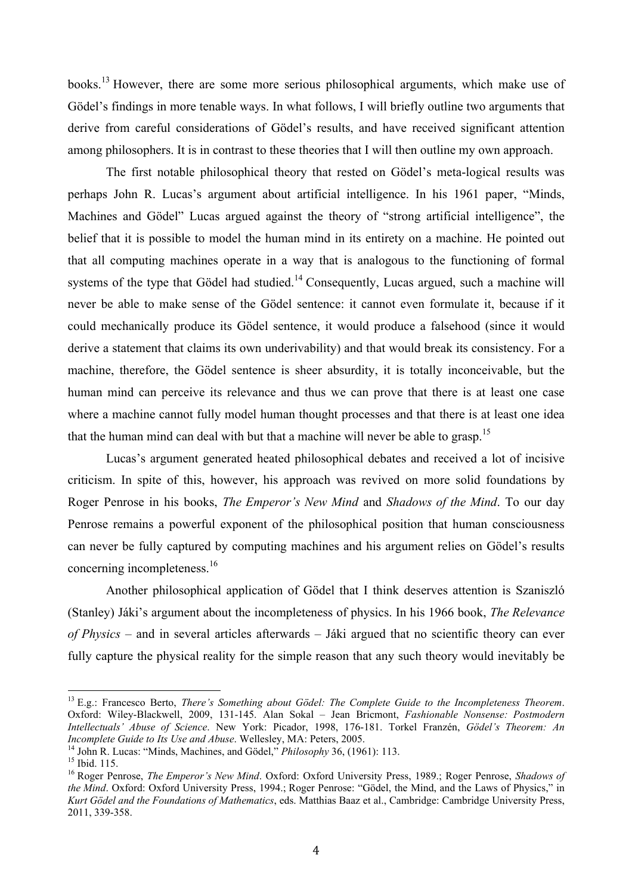books.[13] However, there are some more serious philosophical arguments, which make use of Gödel's findings in more tenable ways. In what follows, I will briefly outline two arguments that derive from careful considerations of Gödel's results, and have received significant attention among philosophers. It is in contrast to these theories that I will then outline my own approach.

The first notable philosophical theory that rested on Gödel's meta-logical results was perhaps John R. Lucas's argument about artificial intelligence. In his 1961 paper, "Minds, Machines and Gödel" Lucas argued against the theory of "strong artificial intelligence", the belief that it is possible to model the human mind in its entirety on a machine. He pointed out that all computing machines operate in a way that is analogous to the functioning of formal systems of the type that Gödel had studied.[14] Consequently, Lucas argued, such a machine will never be able to make sense of the Gödel sentence: it cannot even formulate it, because if it could mechanically produce its Gödel sentence, it would produce a falsehood (since it would derive a statement that claims its own underivability) and that would break its consistency. For a machine, therefore, the Gödel sentence is sheer absurdity, it is totally inconceivable, but the human mind can perceive its relevance and thus we can prove that there is at least one case where a machine cannot fully model human thought processes and that there is at least one idea that the human mind can deal with but that a machine will never be able to grasp.[15]

Lucas's argument generated heated philosophical debates and received a lot of incisive criticism. In spite of this, however, his approach was revived on more solid foundations by Roger Penrose in his books, *The Emperor's New Mind* and *Shadows of the Mind*. To our day Penrose remains a powerful exponent of the philosophical position that human consciousness can never be fully captured by computing machines and his argument relies on Gödel's results concerning incompleteness.[16]

Another philosophical application of Gödel that I think deserves attention is Szaniszló (Stanley) Jáki's argument about the incompleteness of physics. In his 1966 book, *The Relevance of Physics* – and in several articles afterwards – Jáki argued that no scientific theory can ever fully capture the physical reality for the simple reason that any such theory would inevitably be

---

[13] E.g.: Francesco Berto, *There's Something about Gödel: The Complete Guide to the Incompleteness Theorem*. Oxford: Wiley-Blackwell, 2009, 131-145. Alan Sokal – Jean Bricmont, *Fashionable Nonsense: Postmodern Intellectuals' Abuse of Science*. New York: Picador, 1998, 176-181. Torkel Franzén, *Gödel's Theorem: An Incomplete Guide to Its Use and Abuse*. Wellesley, MA: Peters, 2005.

[14] John R. Lucas: "Minds, Machines, and Gödel," *Philosophy* 36, (1961): 113.

[15] Ibid. 115.

[16] Roger Penrose, *The Emperor's New Mind*. Oxford: Oxford University Press, 1989.; Roger Penrose, *Shadows of the Mind*. Oxford: Oxford University Press, 1994.; Roger Penrose: "Gödel, the Mind, and the Laws of Physics," in *Kurt Gödel and the Foundations of Mathematics*, eds. Matthias Baaz et al., Cambridge: Cambridge University Press, 2011, 339-358.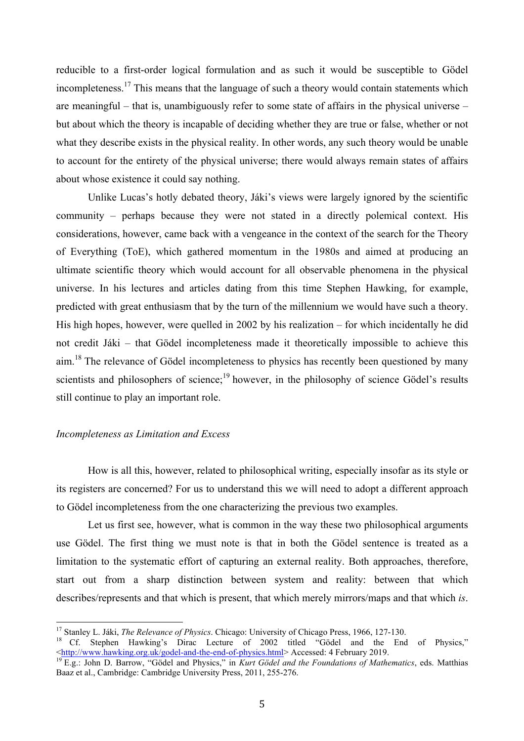reducible to a first-order logical formulation and as such it would be susceptible to Gödel incompleteness.[17] This means that the language of such a theory would contain statements which are meaningful – that is, unambiguously refer to some state of affairs in the physical universe – but about which the theory is incapable of deciding whether they are true or false, whether or not what they describe exists in the physical reality. In other words, any such theory would be unable to account for the entirety of the physical universe; there would always remain states of affairs about whose existence it could say nothing.

Unlike Lucas's hotly debated theory, Jáki's views were largely ignored by the scientific community – perhaps because they were not stated in a directly polemical context. His considerations, however, came back with a vengeance in the context of the search for the Theory of Everything (ToE), which gathered momentum in the 1980s and aimed at producing an ultimate scientific theory which would account for all observable phenomena in the physical universe. In his lectures and articles dating from this time Stephen Hawking, for example, predicted with great enthusiasm that by the turn of the millennium we would have such a theory. His high hopes, however, were quelled in 2002 by his realization – for which incidentally he did not credit Jáki – that Gödel incompleteness made it theoretically impossible to achieve this aim.[18] The relevance of Gödel incompleteness to physics has recently been questioned by many scientists and philosophers of science;[19] however, in the philosophy of science Gödel's results still continue to play an important role.

*Incompleteness as Limitation and Excess*

How is all this, however, related to philosophical writing, especially insofar as its style or its registers are concerned? For us to understand this we will need to adopt a different approach to Gödel incompleteness from the one characterizing the previous two examples.

Let us first see, however, what is common in the way these two philosophical arguments use Gödel. The first thing we must note is that in both the Gödel sentence is treated as a limitation to the systematic effort of capturing an external reality. Both approaches, therefore, start out from a sharp distinction between system and reality: between that which describes/represents and that which is present, that which merely mirrors/maps and that which *is*.

---

[17] Stanley L. Jáki, *The Relevance of Physics*. Chicago: University of Chicago Press, 1966, 127-130.

[18] Cf. Stephen Hawking's Dirac Lecture of 2002 titled "Gödel and the End of Physics," <http://www.hawking.org.uk/godel-and-the-end-of-physics.html> Accessed: 4 February 2019.

[19] E.g.: John D. Barrow, "Gödel and Physics," in *Kurt Gödel and the Foundations of Mathematics*, eds. Matthias Baaz et al., Cambridge: Cambridge University Press, 2011, 255-276.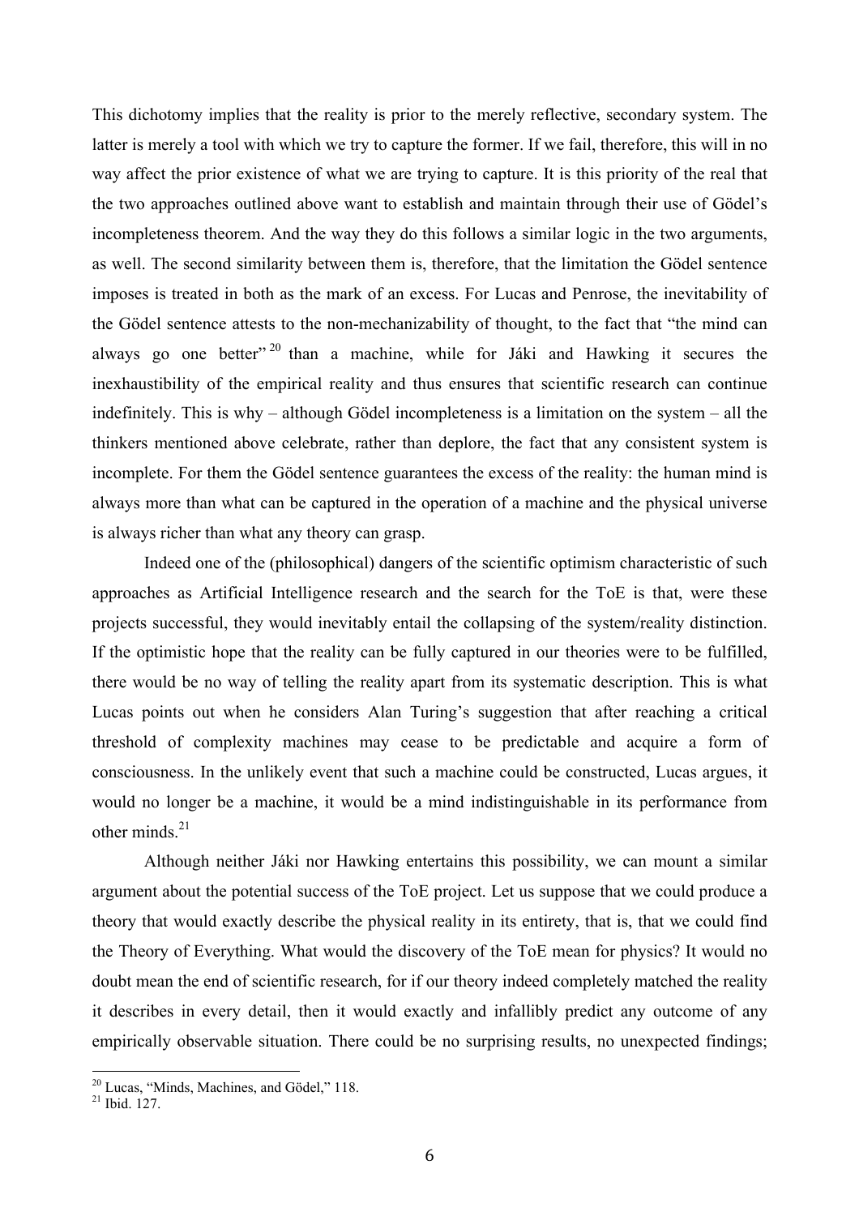This dichotomy implies that the reality is prior to the merely reflective, secondary system. The latter is merely a tool with which we try to capture the former. If we fail, therefore, this will in no way affect the prior existence of what we are trying to capture. It is this priority of the real that the two approaches outlined above want to establish and maintain through their use of Gödel's incompleteness theorem. And the way they do this follows a similar logic in the two arguments, as well. The second similarity between them is, therefore, that the limitation the Gödel sentence imposes is treated in both as the mark of an excess. For Lucas and Penrose, the inevitability of the Gödel sentence attests to the non-mechanizability of thought, to the fact that "the mind can always go one better"[20] than a machine, while for Jáki and Hawking it secures the inexhaustibility of the empirical reality and thus ensures that scientific research can continue indefinitely. This is why – although Gödel incompleteness is a limitation on the system – all the thinkers mentioned above celebrate, rather than deplore, the fact that any consistent system is incomplete. For them the Gödel sentence guarantees the excess of the reality: the human mind is always more than what can be captured in the operation of a machine and the physical universe is always richer than what any theory can grasp.

Indeed one of the (philosophical) dangers of the scientific optimism characteristic of such approaches as Artificial Intelligence research and the search for the ToE is that, were these projects successful, they would inevitably entail the collapsing of the system/reality distinction. If the optimistic hope that the reality can be fully captured in our theories were to be fulfilled, there would be no way of telling the reality apart from its systematic description. This is what Lucas points out when he considers Alan Turing's suggestion that after reaching a critical threshold of complexity machines may cease to be predictable and acquire a form of consciousness. In the unlikely event that such a machine could be constructed, Lucas argues, it would no longer be a machine, it would be a mind indistinguishable in its performance from other minds.[21]

Although neither Jáki nor Hawking entertains this possibility, we can mount a similar argument about the potential success of the ToE project. Let us suppose that we could produce a theory that would exactly describe the physical reality in its entirety, that is, that we could find the Theory of Everything. What would the discovery of the ToE mean for physics? It would no doubt mean the end of scientific research, for if our theory indeed completely matched the reality it describes in every detail, then it would exactly and infallibly predict any outcome of any empirically observable situation. There could be no surprising results, no unexpected findings;

---

[20] Lucas, "Minds, Machines, and Gödel," 118.

[21] Ibid. 127.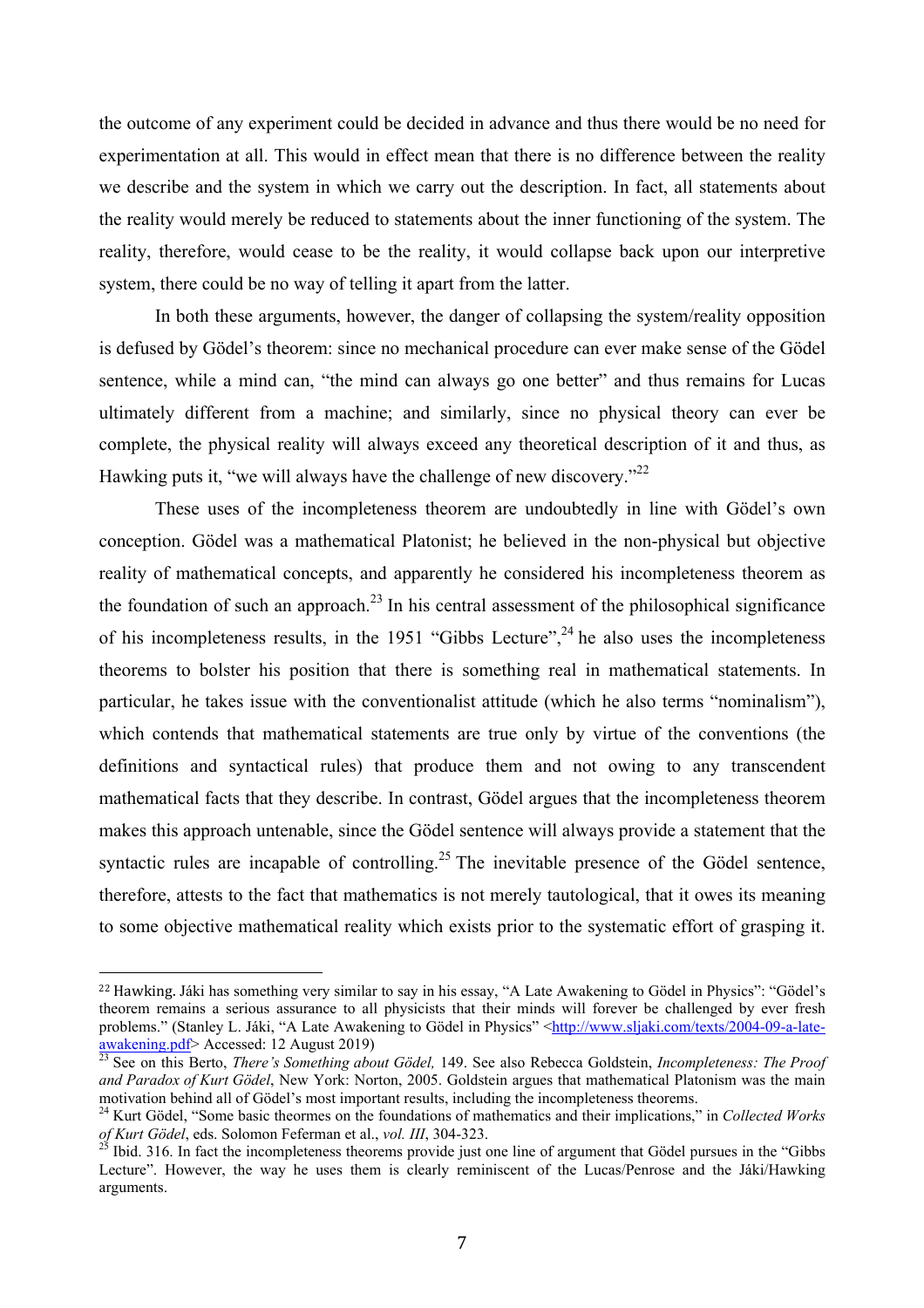the outcome of any experiment could be decided in advance and thus there would be no need for experimentation at all. This would in effect mean that there is no difference between the reality we describe and the system in which we carry out the description. In fact, all statements about the reality would merely be reduced to statements about the inner functioning of the system. The reality, therefore, would cease to be the reality, it would collapse back upon our interpretive system, there could be no way of telling it apart from the latter.

In both these arguments, however, the danger of collapsing the system/reality opposition is defused by Gödel's theorem: since no mechanical procedure can ever make sense of the Gödel sentence, while a mind can, "the mind can always go one better" and thus remains for Lucas ultimately different from a machine; and similarly, since no physical theory can ever be complete, the physical reality will always exceed any theoretical description of it and thus, as Hawking puts it, "we will always have the challenge of new discovery."[22]

These uses of the incompleteness theorem are undoubtedly in line with Gödel's own conception. Gödel was a mathematical Platonist; he believed in the non-physical but objective reality of mathematical concepts, and apparently he considered his incompleteness theorem as the foundation of such an approach.[23] In his central assessment of the philosophical significance of his incompleteness results, in the 1951 "Gibbs Lecture",[24] he also uses the incompleteness theorems to bolster his position that there is something real in mathematical statements. In particular, he takes issue with the conventionalist attitude (which he also terms "nominalism"), which contends that mathematical statements are true only by virtue of the conventions (the definitions and syntactical rules) that produce them and not owing to any transcendent mathematical facts that they describe. In contrast, Gödel argues that the incompleteness theorem makes this approach untenable, since the Gödel sentence will always provide a statement that the syntactic rules are incapable of controlling.[25] The inevitable presence of the Gödel sentence, therefore, attests to the fact that mathematics is not merely tautological, that it owes its meaning to some objective mathematical reality which exists prior to the systematic effort of grasping it.

---

[22] Hawking. Jáki has something very similar to say in his essay, "A Late Awakening to Gödel in Physics": "Gödel's theorem remains a serious assurance to all physicists that their minds will forever be challenged by ever fresh problems." (Stanley L. Jáki, "A Late Awakening to Gödel in Physics" <http://www.sljaki.com/texts/2004-09-a-late-awakening.pdf> Accessed: 12 August 2019)

[23] See on this Berto, *There's Something about Gödel,* 149. See also Rebecca Goldstein, *Incompleteness: The Proof and Paradox of Kurt Gödel*, New York: Norton, 2005. Goldstein argues that mathematical Platonism was the main motivation behind all of Gödel's most important results, including the incompleteness theorems.

[24] Kurt Gödel, "Some basic theormes on the foundations of mathematics and their implications," in *Collected Works of Kurt Gödel*, eds. Solomon Feferman et al., *vol. III*, 304-323.

[25] Ibid. 316. In fact the incompleteness theorems provide just one line of argument that Gödel pursues in the "Gibbs Lecture". However, the way he uses them is clearly reminiscent of the Lucas/Penrose and the Jáki/Hawking arguments.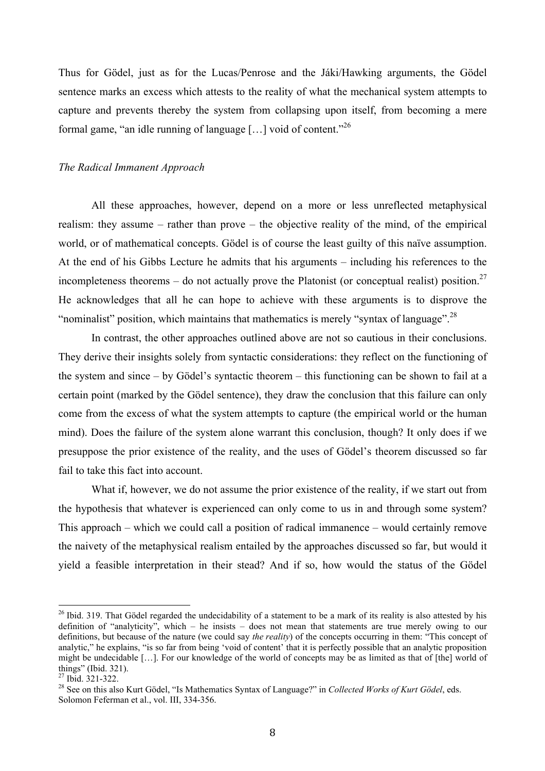Thus for Gödel, just as for the Lucas/Penrose and the Jáki/Hawking arguments, the Gödel sentence marks an excess which attests to the reality of what the mechanical system attempts to capture and prevents thereby the system from collapsing upon itself, from becoming a mere formal game, "an idle running of language […] void of content."[26]

*The Radical Immanent Approach*

All these approaches, however, depend on a more or less unreflected metaphysical realism: they assume – rather than prove – the objective reality of the mind, of the empirical world, or of mathematical concepts. Gödel is of course the least guilty of this naïve assumption. At the end of his Gibbs Lecture he admits that his arguments – including his references to the incompleteness theorems – do not actually prove the Platonist (or conceptual realist) position.[27] He acknowledges that all he can hope to achieve with these arguments is to disprove the "nominalist" position, which maintains that mathematics is merely "syntax of language".[28]

In contrast, the other approaches outlined above are not so cautious in their conclusions. They derive their insights solely from syntactic considerations: they reflect on the functioning of the system and since – by Gödel's syntactic theorem – this functioning can be shown to fail at a certain point (marked by the Gödel sentence), they draw the conclusion that this failure can only come from the excess of what the system attempts to capture (the empirical world or the human mind). Does the failure of the system alone warrant this conclusion, though? It only does if we presuppose the prior existence of the reality, and the uses of Gödel's theorem discussed so far fail to take this fact into account.

What if, however, we do not assume the prior existence of the reality, if we start out from the hypothesis that whatever is experienced can only come to us in and through some system? This approach – which we could call a position of radical immanence – would certainly remove the naivety of the metaphysical realism entailed by the approaches discussed so far, but would it yield a feasible interpretation in their stead? And if so, how would the status of the Gödel

---

[26] Ibid. 319. That Gödel regarded the undecidability of a statement to be a mark of its reality is also attested by his definition of "analyticity", which – he insists – does not mean that statements are true merely owing to our definitions, but because of the nature (we could say *the reality*) of the concepts occurring in them: "This concept of analytic," he explains, "is so far from being 'void of content' that it is perfectly possible that an analytic proposition might be undecidable […]. For our knowledge of the world of concepts may be as limited as that of [the] world of things" (Ibid. 321).

[27] Ibid. 321-322.

[28] See on this also Kurt Gödel, "Is Mathematics Syntax of Language?" in *Collected Works of Kurt Gödel*, eds. Solomon Feferman et al., vol. III, 334-356.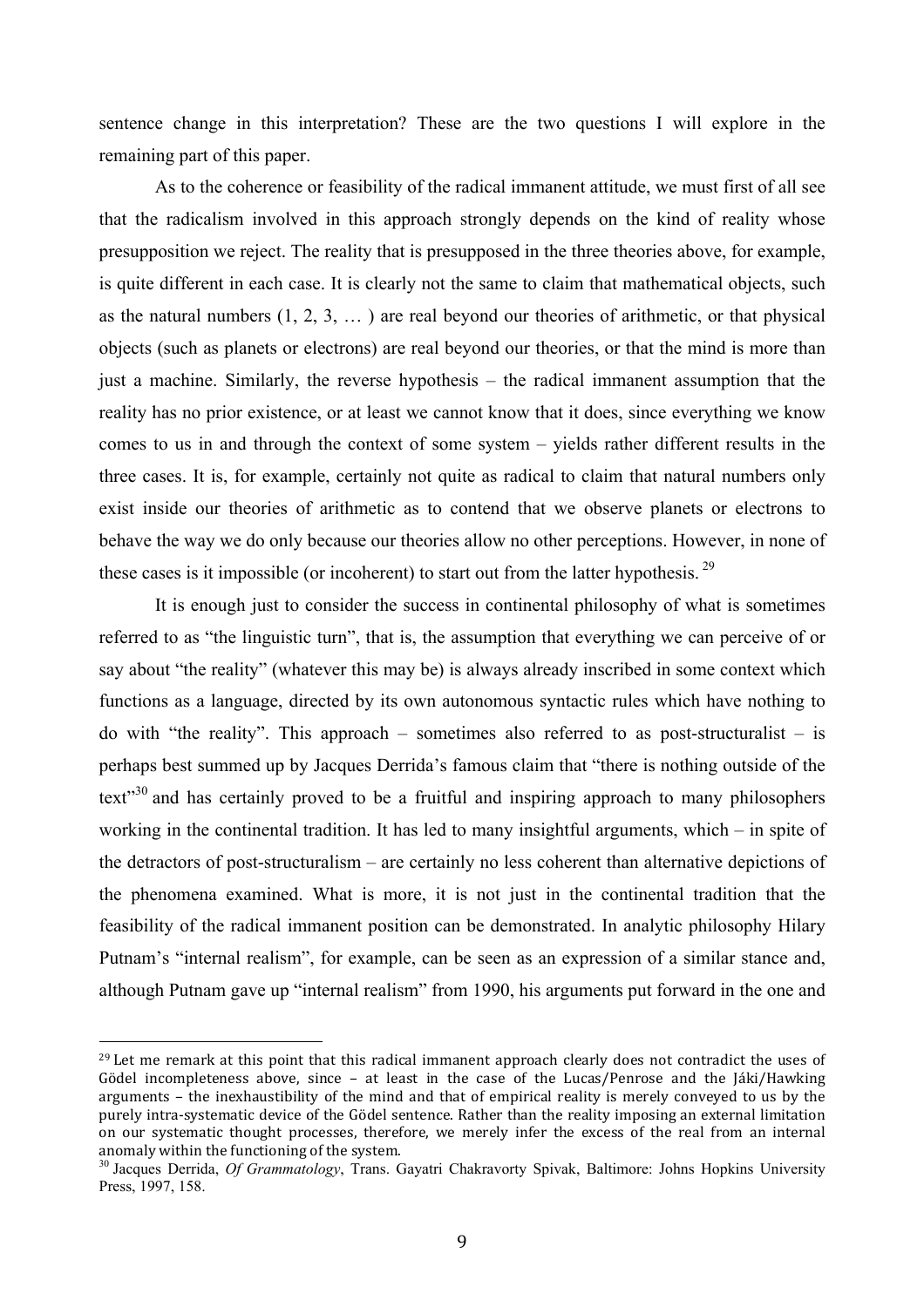sentence change in this interpretation? These are the two questions I will explore in the remaining part of this paper.

As to the coherence or feasibility of the radical immanent attitude, we must first of all see that the radicalism involved in this approach strongly depends on the kind of reality whose presupposition we reject. The reality that is presupposed in the three theories above, for example, is quite different in each case. It is clearly not the same to claim that mathematical objects, such as the natural numbers (1, 2, 3, … ) are real beyond our theories of arithmetic, or that physical objects (such as planets or electrons) are real beyond our theories, or that the mind is more than just a machine. Similarly, the reverse hypothesis – the radical immanent assumption that the reality has no prior existence, or at least we cannot know that it does, since everything we know comes to us in and through the context of some system – yields rather different results in the three cases. It is, for example, certainly not quite as radical to claim that natural numbers only exist inside our theories of arithmetic as to contend that we observe planets or electrons to behave the way we do only because our theories allow no other perceptions. However, in none of these cases is it impossible (or incoherent) to start out from the latter hypothesis. [29]

It is enough just to consider the success in continental philosophy of what is sometimes referred to as "the linguistic turn", that is, the assumption that everything we can perceive of or say about "the reality" (whatever this may be) is always already inscribed in some context which functions as a language, directed by its own autonomous syntactic rules which have nothing to do with "the reality". This approach – sometimes also referred to as post-structuralist – is perhaps best summed up by Jacques Derrida's famous claim that "there is nothing outside of the text"[30] and has certainly proved to be a fruitful and inspiring approach to many philosophers working in the continental tradition. It has led to many insightful arguments, which – in spite of the detractors of post-structuralism – are certainly no less coherent than alternative depictions of the phenomena examined. What is more, it is not just in the continental tradition that the feasibility of the radical immanent position can be demonstrated. In analytic philosophy Hilary Putnam's "internal realism", for example, can be seen as an expression of a similar stance and, although Putnam gave up "internal realism" from 1990, his arguments put forward in the one and

---

[29] Let me remark at this point that this radical immanent approach clearly does not contradict the uses of Gödel incompleteness above, since – at least in the case of the Lucas/Penrose and the Jáki/Hawking arguments – the inexhaustibility of the mind and that of empirical reality is merely conveyed to us by the purely intra-systematic device of the Gödel sentence. Rather than the reality imposing an external limitation on our systematic thought processes, therefore, we merely infer the excess of the real from an internal anomaly within the functioning of the system.

[30] Jacques Derrida, *Of Grammatology*, Trans. Gayatri Chakravorty Spivak, Baltimore: Johns Hopkins University Press, 1997, 158.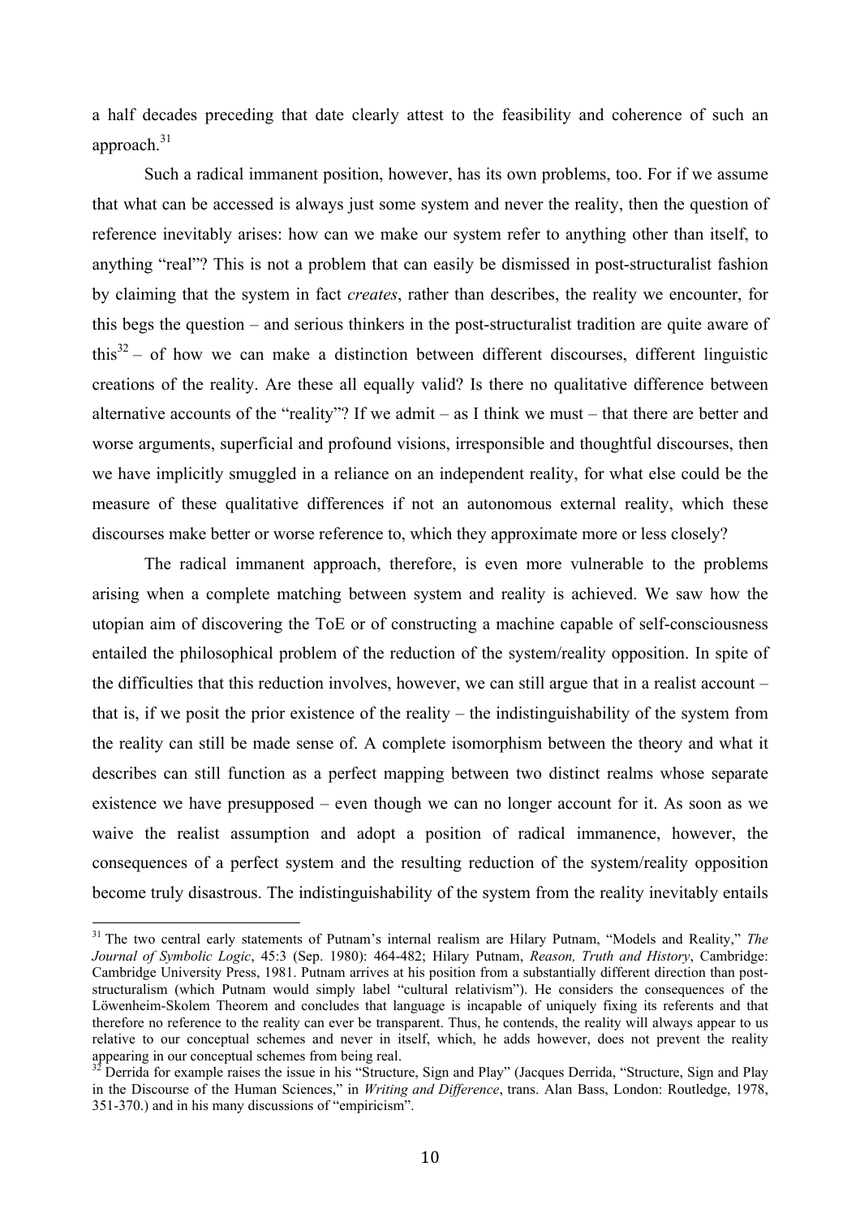a half decades preceding that date clearly attest to the feasibility and coherence of such an approach.[31]

Such a radical immanent position, however, has its own problems, too. For if we assume that what can be accessed is always just some system and never the reality, then the question of reference inevitably arises: how can we make our system refer to anything other than itself, to anything "real"? This is not a problem that can easily be dismissed in post-structuralist fashion by claiming that the system in fact *creates*, rather than describes, the reality we encounter, for this begs the question – and serious thinkers in the post-structuralist tradition are quite aware of this[32] – of how we can make a distinction between different discourses, different linguistic creations of the reality. Are these all equally valid? Is there no qualitative difference between alternative accounts of the "reality"? If we admit – as I think we must – that there are better and worse arguments, superficial and profound visions, irresponsible and thoughtful discourses, then we have implicitly smuggled in a reliance on an independent reality, for what else could be the measure of these qualitative differences if not an autonomous external reality, which these discourses make better or worse reference to, which they approximate more or less closely?

The radical immanent approach, therefore, is even more vulnerable to the problems arising when a complete matching between system and reality is achieved. We saw how the utopian aim of discovering the ToE or of constructing a machine capable of self-consciousness entailed the philosophical problem of the reduction of the system/reality opposition. In spite of the difficulties that this reduction involves, however, we can still argue that in a realist account – that is, if we posit the prior existence of the reality – the indistinguishability of the system from the reality can still be made sense of. A complete isomorphism between the theory and what it describes can still function as a perfect mapping between two distinct realms whose separate existence we have presupposed – even though we can no longer account for it. As soon as we waive the realist assumption and adopt a position of radical immanence, however, the consequences of a perfect system and the resulting reduction of the system/reality opposition become truly disastrous. The indistinguishability of the system from the reality inevitably entails

---

[31] The two central early statements of Putnam's internal realism are Hilary Putnam, "Models and Reality," *The Journal of Symbolic Logic*, 45:3 (Sep. 1980): 464-482; Hilary Putnam, *Reason, Truth and History*, Cambridge: Cambridge University Press, 1981. Putnam arrives at his position from a substantially different direction than post-structuralism (which Putnam would simply label "cultural relativism"). He considers the consequences of the Löwenheim-Skolem Theorem and concludes that language is incapable of uniquely fixing its referents and that therefore no reference to the reality can ever be transparent. Thus, he contends, the reality will always appear to us relative to our conceptual schemes and never in itself, which, he adds however, does not prevent the reality appearing in our conceptual schemes from being real.

[32] Derrida for example raises the issue in his "Structure, Sign and Play" (Jacques Derrida, "Structure, Sign and Play in the Discourse of the Human Sciences," in *Writing and Difference*, trans. Alan Bass, London: Routledge, 1978, 351-370.) and in his many discussions of "empiricism".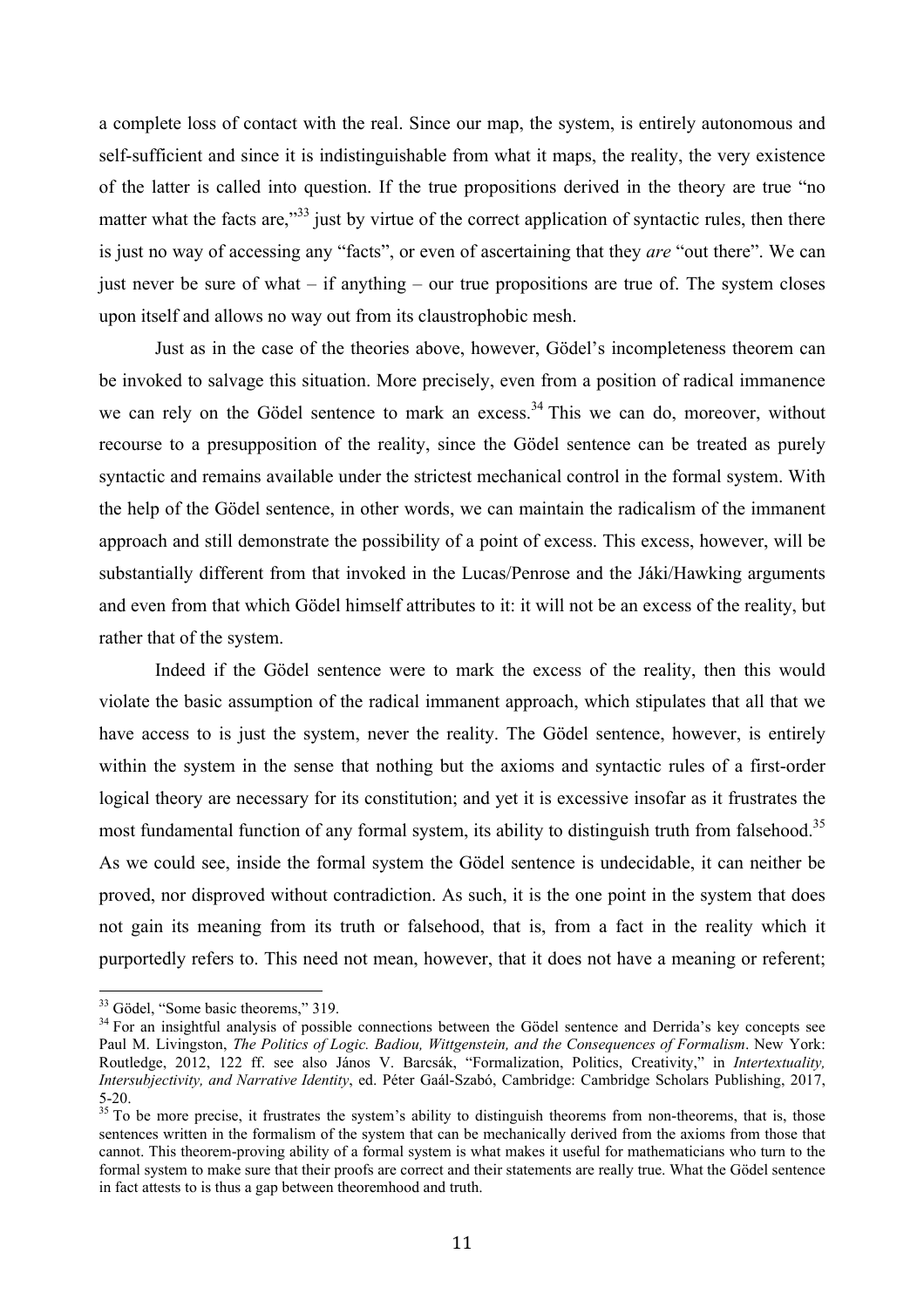a complete loss of contact with the real. Since our map, the system, is entirely autonomous and self-sufficient and since it is indistinguishable from what it maps, the reality, the very existence of the latter is called into question. If the true propositions derived in the theory are true "no matter what the facts are,"[33] just by virtue of the correct application of syntactic rules, then there is just no way of accessing any "facts", or even of ascertaining that they *are* "out there". We can just never be sure of what – if anything – our true propositions are true of. The system closes upon itself and allows no way out from its claustrophobic mesh.

Just as in the case of the theories above, however, Gödel's incompleteness theorem can be invoked to salvage this situation. More precisely, even from a position of radical immanence we can rely on the Gödel sentence to mark an excess.[34] This we can do, moreover, without recourse to a presupposition of the reality, since the Gödel sentence can be treated as purely syntactic and remains available under the strictest mechanical control in the formal system. With the help of the Gödel sentence, in other words, we can maintain the radicalism of the immanent approach and still demonstrate the possibility of a point of excess. This excess, however, will be substantially different from that invoked in the Lucas/Penrose and the Jáki/Hawking arguments and even from that which Gödel himself attributes to it: it will not be an excess of the reality, but rather that of the system.

Indeed if the Gödel sentence were to mark the excess of the reality, then this would violate the basic assumption of the radical immanent approach, which stipulates that all that we have access to is just the system, never the reality. The Gödel sentence, however, is entirely within the system in the sense that nothing but the axioms and syntactic rules of a first-order logical theory are necessary for its constitution; and yet it is excessive insofar as it frustrates the most fundamental function of any formal system, its ability to distinguish truth from falsehood.[35] As we could see, inside the formal system the Gödel sentence is undecidable, it can neither be proved, nor disproved without contradiction. As such, it is the one point in the system that does not gain its meaning from its truth or falsehood, that is, from a fact in the reality which it purportedly refers to. This need not mean, however, that it does not have a meaning or referent;

---

[33] Gödel, "Some basic theorems," 319.

[34] For an insightful analysis of possible connections between the Gödel sentence and Derrida's key concepts see Paul M. Livingston, *The Politics of Logic. Badiou, Wittgenstein, and the Consequences of Formalism*. New York: Routledge, 2012, 122 ff. see also János V. Barcsák, "Formalization, Politics, Creativity," in *Intertextuality, Intersubjectivity, and Narrative Identity*, ed. Péter Gaál-Szabó, Cambridge: Cambridge Scholars Publishing, 2017, 5-20.

[35] To be more precise, it frustrates the system's ability to distinguish theorems from non-theorems, that is, those sentences written in the formalism of the system that can be mechanically derived from the axioms from those that cannot. This theorem-proving ability of a formal system is what makes it useful for mathematicians who turn to the formal system to make sure that their proofs are correct and their statements are really true. What the Gödel sentence in fact attests to is thus a gap between theoremhood and truth.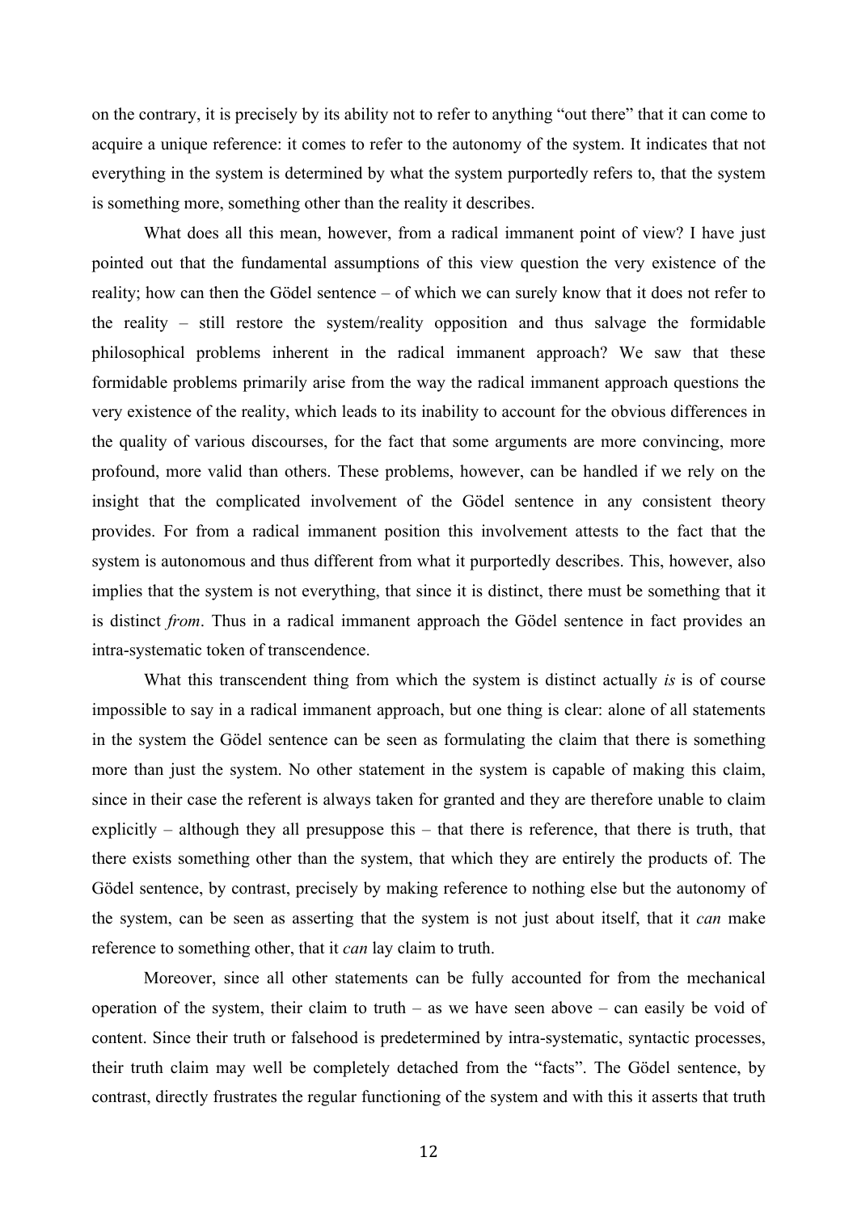on the contrary, it is precisely by its ability not to refer to anything "out there" that it can come to acquire a unique reference: it comes to refer to the autonomy of the system. It indicates that not everything in the system is determined by what the system purportedly refers to, that the system is something more, something other than the reality it describes.

What does all this mean, however, from a radical immanent point of view? I have just pointed out that the fundamental assumptions of this view question the very existence of the reality; how can then the Gödel sentence – of which we can surely know that it does not refer to the reality – still restore the system/reality opposition and thus salvage the formidable philosophical problems inherent in the radical immanent approach? We saw that these formidable problems primarily arise from the way the radical immanent approach questions the very existence of the reality, which leads to its inability to account for the obvious differences in the quality of various discourses, for the fact that some arguments are more convincing, more profound, more valid than others. These problems, however, can be handled if we rely on the insight that the complicated involvement of the Gödel sentence in any consistent theory provides. For from a radical immanent position this involvement attests to the fact that the system is autonomous and thus different from what it purportedly describes. This, however, also implies that the system is not everything, that since it is distinct, there must be something that it is distinct *from*. Thus in a radical immanent approach the Gödel sentence in fact provides an intra-systematic token of transcendence.

What this transcendent thing from which the system is distinct actually *is* is of course impossible to say in a radical immanent approach, but one thing is clear: alone of all statements in the system the Gödel sentence can be seen as formulating the claim that there is something more than just the system. No other statement in the system is capable of making this claim, since in their case the referent is always taken for granted and they are therefore unable to claim explicitly – although they all presuppose this – that there is reference, that there is truth, that there exists something other than the system, that which they are entirely the products of. The Gödel sentence, by contrast, precisely by making reference to nothing else but the autonomy of the system, can be seen as asserting that the system is not just about itself, that it *can* make reference to something other, that it *can* lay claim to truth.

Moreover, since all other statements can be fully accounted for from the mechanical operation of the system, their claim to truth – as we have seen above – can easily be void of content. Since their truth or falsehood is predetermined by intra-systematic, syntactic processes, their truth claim may well be completely detached from the "facts". The Gödel sentence, by contrast, directly frustrates the regular functioning of the system and with this it asserts that truth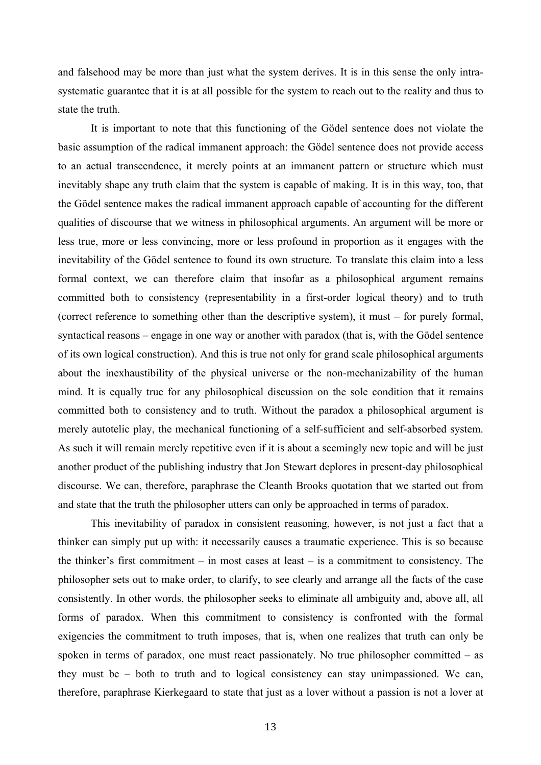and falsehood may be more than just what the system derives. It is in this sense the only intra-systematic guarantee that it is at all possible for the system to reach out to the reality and thus to state the truth.

It is important to note that this functioning of the Gödel sentence does not violate the basic assumption of the radical immanent approach: the Gödel sentence does not provide access to an actual transcendence, it merely points at an immanent pattern or structure which must inevitably shape any truth claim that the system is capable of making. It is in this way, too, that the Gödel sentence makes the radical immanent approach capable of accounting for the different qualities of discourse that we witness in philosophical arguments. An argument will be more or less true, more or less convincing, more or less profound in proportion as it engages with the inevitability of the Gödel sentence to found its own structure. To translate this claim into a less formal context, we can therefore claim that insofar as a philosophical argument remains committed both to consistency (representability in a first-order logical theory) and to truth (correct reference to something other than the descriptive system), it must – for purely formal, syntactical reasons – engage in one way or another with paradox (that is, with the Gödel sentence of its own logical construction). And this is true not only for grand scale philosophical arguments about the inexhaustibility of the physical universe or the non-mechanizability of the human mind. It is equally true for any philosophical discussion on the sole condition that it remains committed both to consistency and to truth. Without the paradox a philosophical argument is merely autotelic play, the mechanical functioning of a self-sufficient and self-absorbed system. As such it will remain merely repetitive even if it is about a seemingly new topic and will be just another product of the publishing industry that Jon Stewart deplores in present-day philosophical discourse. We can, therefore, paraphrase the Cleanth Brooks quotation that we started out from and state that the truth the philosopher utters can only be approached in terms of paradox.

This inevitability of paradox in consistent reasoning, however, is not just a fact that a thinker can simply put up with: it necessarily causes a traumatic experience. This is so because the thinker's first commitment – in most cases at least – is a commitment to consistency. The philosopher sets out to make order, to clarify, to see clearly and arrange all the facts of the case consistently. In other words, the philosopher seeks to eliminate all ambiguity and, above all, all forms of paradox. When this commitment to consistency is confronted with the formal exigencies the commitment to truth imposes, that is, when one realizes that truth can only be spoken in terms of paradox, one must react passionately. No true philosopher committed – as they must be – both to truth and to logical consistency can stay unimpassioned. We can, therefore, paraphrase Kierkegaard to state that just as a lover without a passion is not a lover at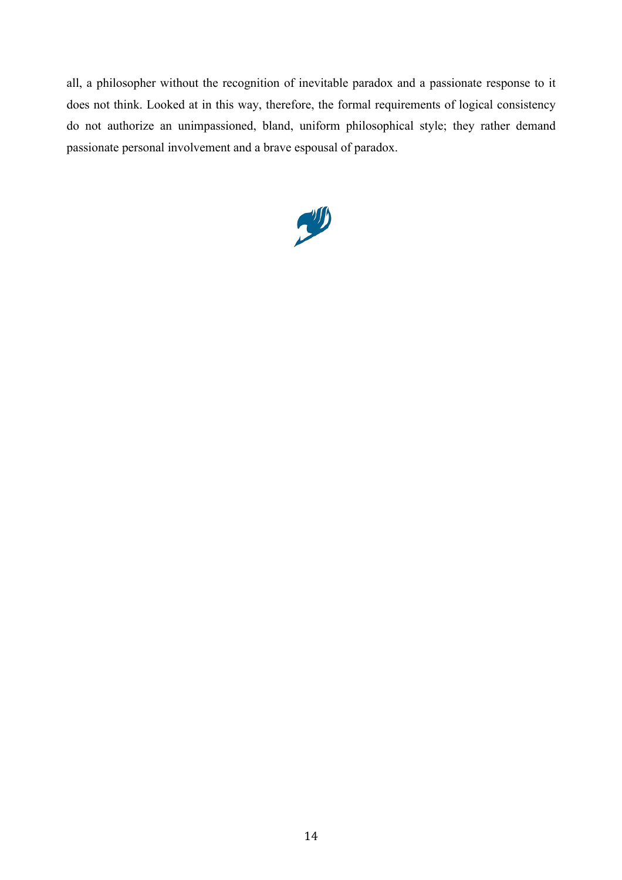all, a philosopher without the recognition of inevitable paradox and a passionate response to it does not think. Looked at in this way, therefore, the formal requirements of logical consistency do not authorize an unimpassioned, bland, uniform philosophical style; they rather demand passionate personal involvement and a brave espousal of paradox.